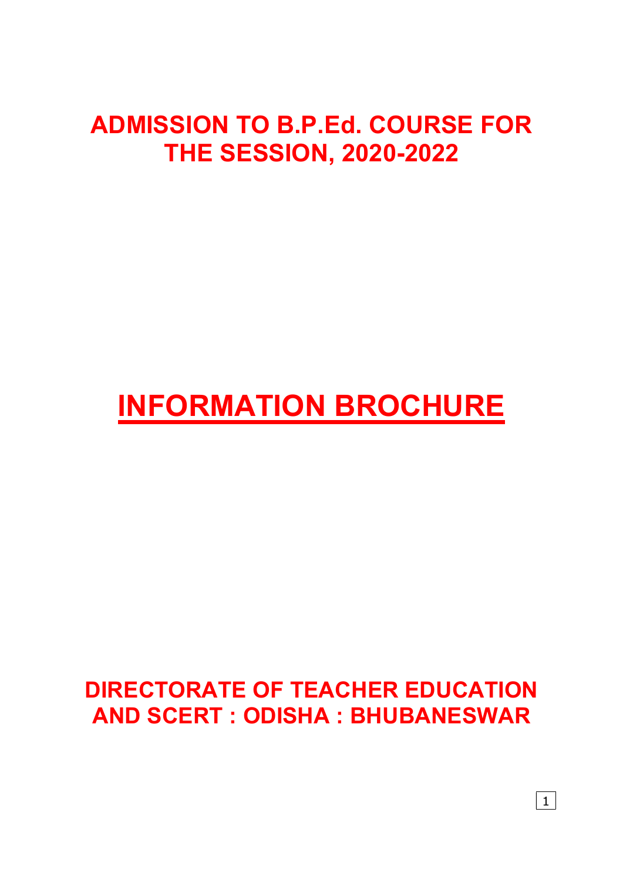# ADMISSION TO B.P.Ed. COURSE FOR THE SESSION, 2020-2022

# INFORMATION BROCHURE

## DIRECTORATE OF TEACHER EDUCATION AND SCERT : ODISHA : BHUBANESWAR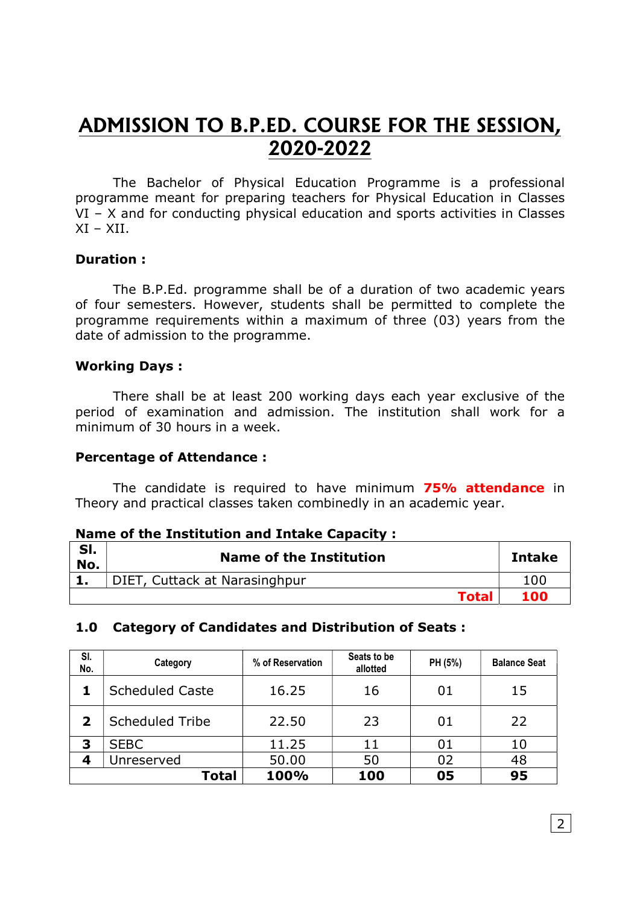# ADMISSION TO B.P.ED. COURSE FOR THE SESSION, 2020-2022

The Bachelor of Physical Education Programme is a professional programme meant for preparing teachers for Physical Education in Classes VI – X and for conducting physical education and sports activities in Classes XI – XII.

**Duration :**

The B.P.Ed. programme shall be of a duration of two academic years of four semesters. However, students shall be permitted to complete the programme requirements within a maximum of three (03) years from the date of admission to the programme.

**Working Days :**

There shall be at least 200 working days each year exclusive of the period of examination and admission. The institution shall work for a minimum of 30 hours in a week.

**Percentage of Attendance :**

The candidate is required to have minimum **75% attendance** in Theory and practical classes taken combinedly in an academic year.

**Name of the Institution and Intake Capacity :**

| Sl. No. | Name of the Institution | Intake |
|---|---|---|
| **1.** | DIET, Cuttack at Narasinghpur | 100 |
| | **Total** | **100** |

### 1.0 Category of Candidates and Distribution of Seats :

| Sl. No. | Category | % of Reservation | Seats to be allotted | PH (5%) | Balance Seat |
|---|---|---|---|---|---|
| **1** | Scheduled Caste | 16.25 | 16 | 01 | 15 |
| **2** | Scheduled Tribe | 22.50 | 23 | 01 | 22 |
| **3** | SEBC | 11.25 | 11 | 01 | 10 |
| **4** | Unreserved | 50.00 | 50 | 02 | 48 |
| | **Total** | **100%** | **100** | **05** | **95** |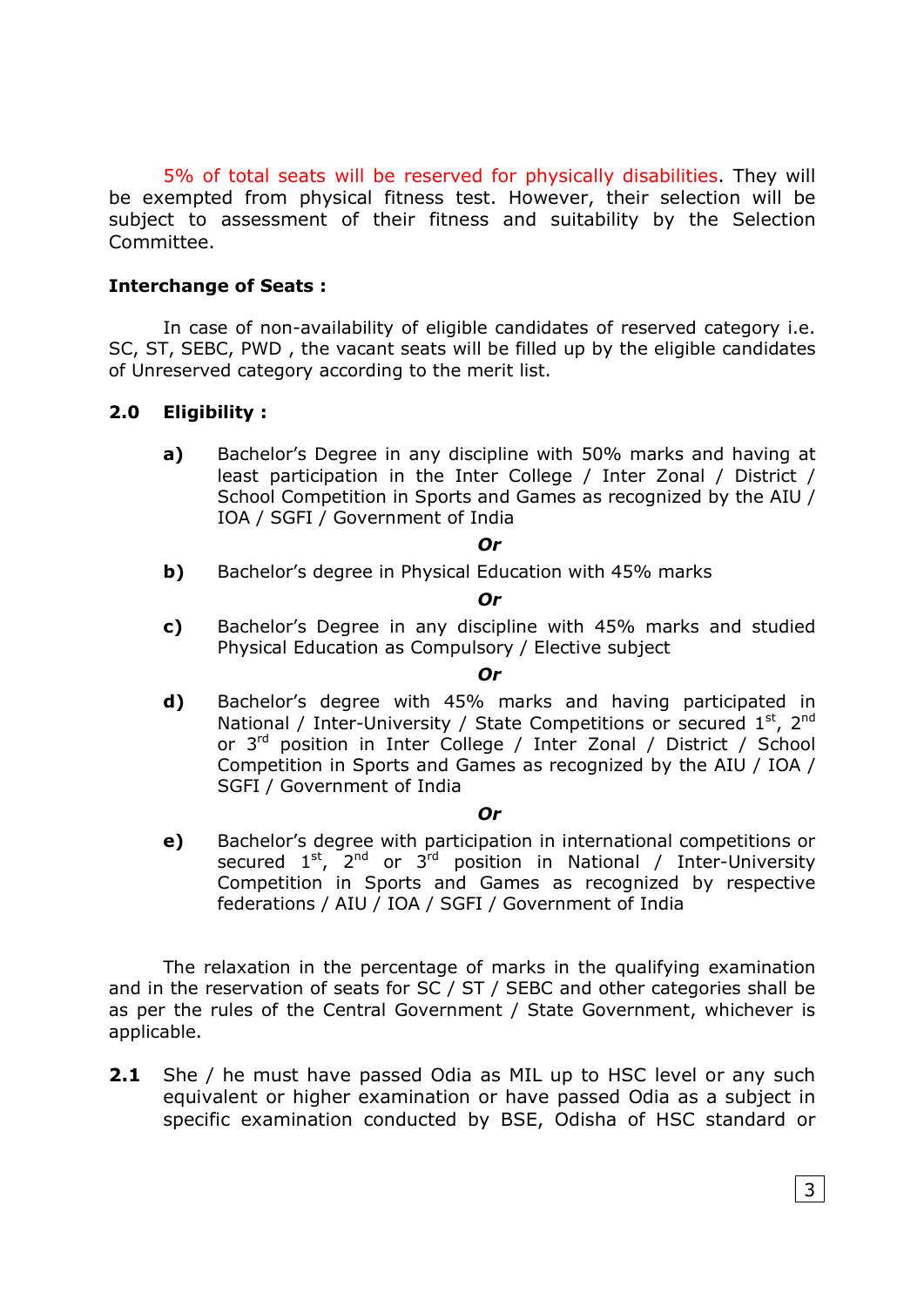5% of total seats will be reserved for physically disabilities. They will be exempted from physical fitness test. However, their selection will be subject to assessment of their fitness and suitability by the Selection Committee.

**Interchange of Seats :**

In case of non-availability of eligible candidates of reserved category i.e. SC, ST, SEBC, PWD , the vacant seats will be filled up by the eligible candidates of Unreserved category according to the merit list.

**2.0 Eligibility :**

**a)** Bachelor's Degree in any discipline with 50% marks and having at least participation in the Inter College / Inter Zonal / District / School Competition in Sports and Games as recognized by the AIU / IOA / SGFI / Government of India

***Or***

**b)** Bachelor's degree in Physical Education with 45% marks

***Or***

**c)** Bachelor's Degree in any discipline with 45% marks and studied Physical Education as Compulsory / Elective subject

***Or***

**d)** Bachelor's degree with 45% marks and having participated in National / Inter-University / State Competitions or secured 1st, 2nd or 3rd position in Inter College / Inter Zonal / District / School Competition in Sports and Games as recognized by the AIU / IOA / SGFI / Government of India

***Or***

**e)** Bachelor's degree with participation in international competitions or secured 1st, 2nd or 3rd position in National / Inter-University Competition in Sports and Games as recognized by respective federations / AIU / IOA / SGFI / Government of India

The relaxation in the percentage of marks in the qualifying examination and in the reservation of seats for SC / ST / SEBC and other categories shall be as per the rules of the Central Government / State Government, whichever is applicable.

**2.1** She / he must have passed Odia as MIL up to HSC level or any such equivalent or higher examination or have passed Odia as a subject in specific examination conducted by BSE, Odisha of HSC standard or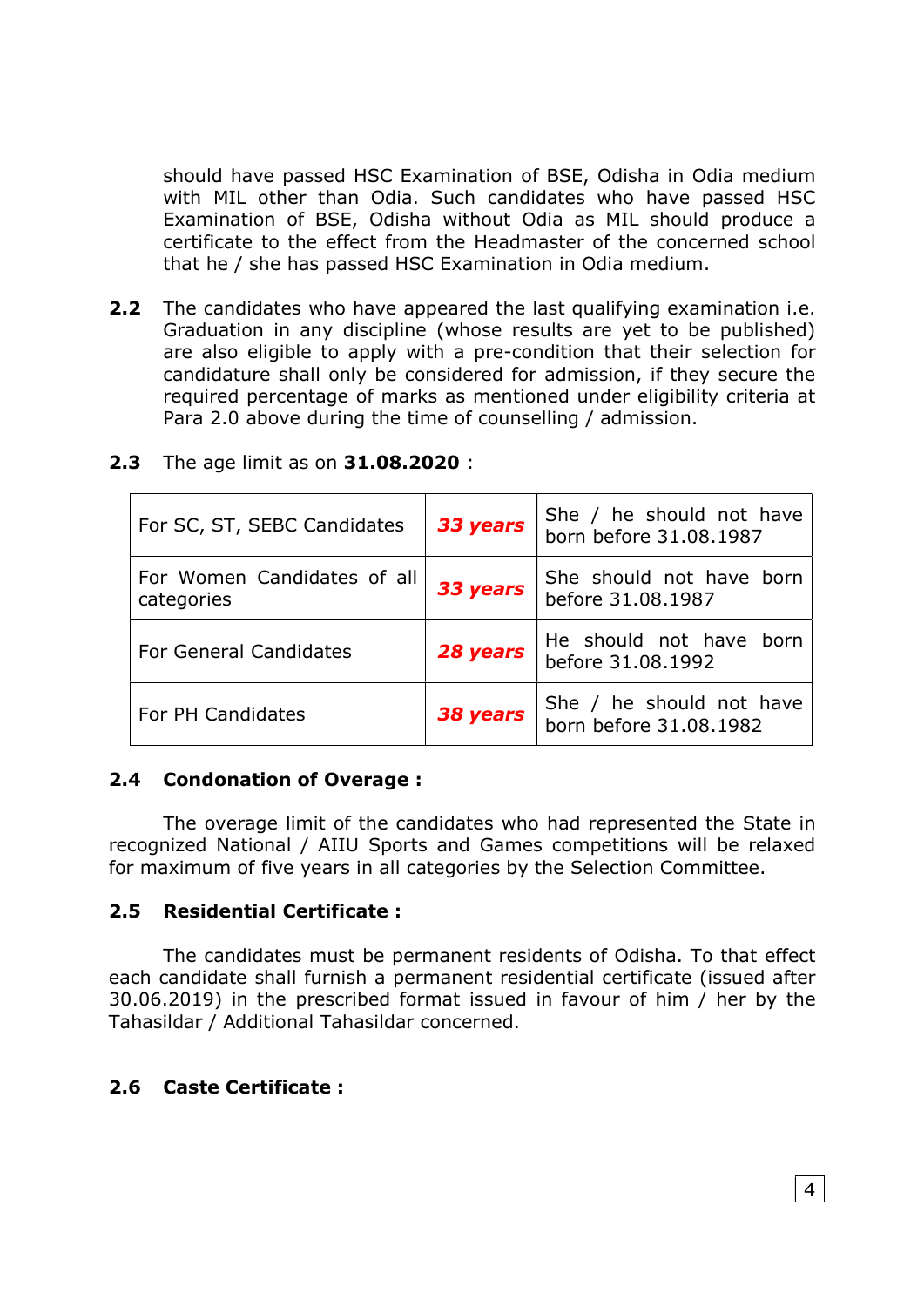should have passed HSC Examination of BSE, Odisha in Odia medium with MIL other than Odia. Such candidates who have passed HSC Examination of BSE, Odisha without Odia as MIL should produce a certificate to the effect from the Headmaster of the concerned school that he / she has passed HSC Examination in Odia medium.

**2.2** The candidates who have appeared the last qualifying examination i.e. Graduation in any discipline (whose results are yet to be published) are also eligible to apply with a pre-condition that their selection for candidature shall only be considered for admission, if they secure the required percentage of marks as mentioned under eligibility criteria at Para 2.0 above during the time of counselling / admission.

**2.3** The age limit as on **31.08.2020** :

| | | |
|---|---|---|
| For SC, ST, SEBC Candidates | ***33 years*** | She / he should not have born before 31.08.1987 |
| For Women Candidates of all categories | ***33 years*** | She should not have born before 31.08.1987 |
| For General Candidates | ***28 years*** | He should not have born before 31.08.1992 |
| For PH Candidates | ***38 years*** | She / he should not have born before 31.08.1982 |

### 2.4 Condonation of Overage :

The overage limit of the candidates who had represented the State in recognized National / AIIU Sports and Games competitions will be relaxed for maximum of five years in all categories by the Selection Committee.

### 2.5 Residential Certificate :

The candidates must be permanent residents of Odisha. To that effect each candidate shall furnish a permanent residential certificate (issued after 30.06.2019) in the prescribed format issued in favour of him / her by the Tahasildar / Additional Tahasildar concerned.

### 2.6 Caste Certificate :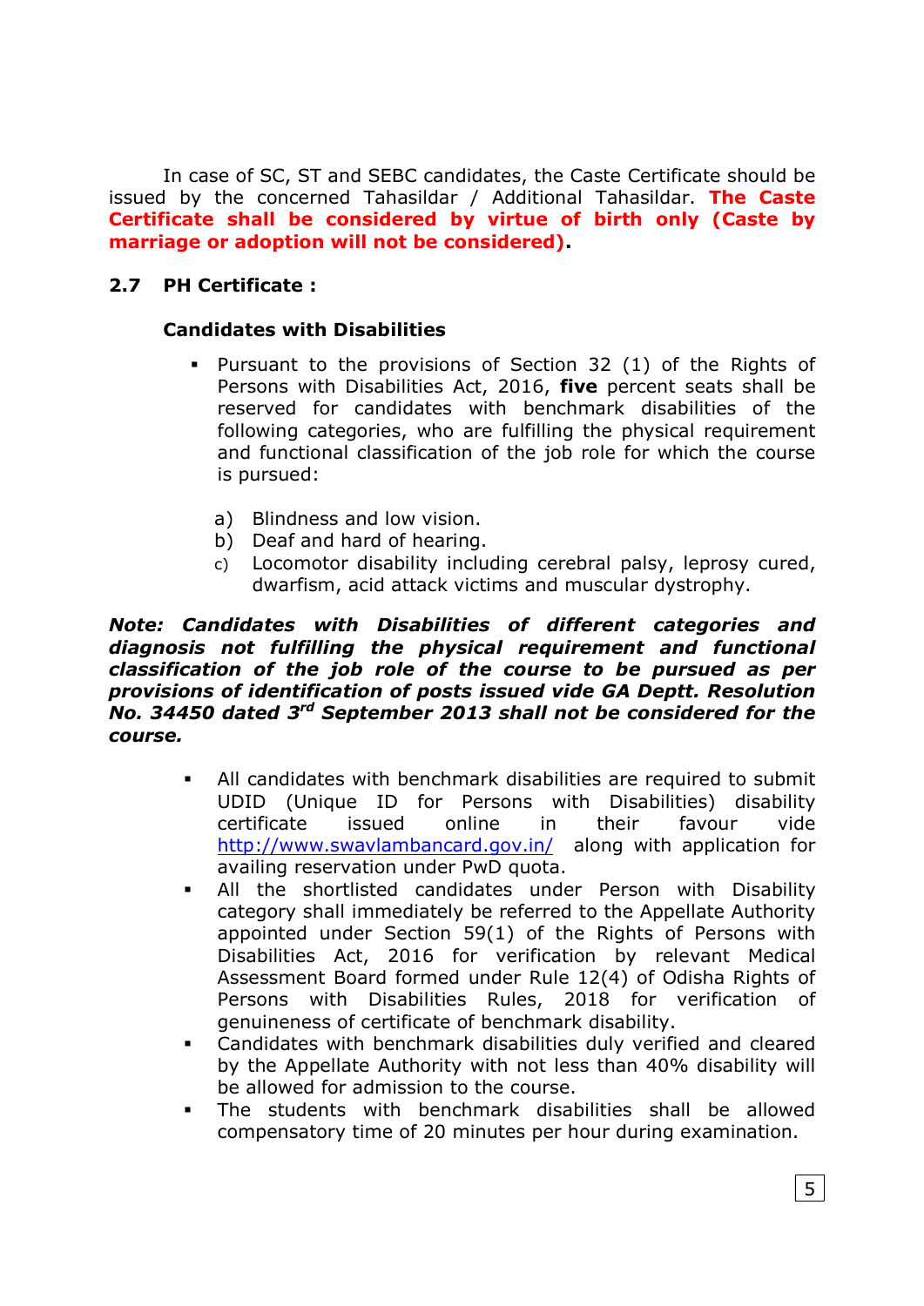In case of SC, ST and SEBC candidates, the Caste Certificate should be issued by the concerned Tahasildar / Additional Tahasildar. **The Caste Certificate shall be considered by virtue of birth only (Caste by marriage or adoption will not be considered).**

## 2.7 PH Certificate :

### Candidates with Disabilities

- Pursuant to the provisions of Section 32 (1) of the Rights of Persons with Disabilities Act, 2016, **five** percent seats shall be reserved for candidates with benchmark disabilities of the following categories, who are fulfilling the physical requirement and functional classification of the job role for which the course is pursued:

  a) Blindness and low vision.  
  b) Deaf and hard of hearing.  
  c) Locomotor disability including cerebral palsy, leprosy cured, dwarfism, acid attack victims and muscular dystrophy.

***Note: Candidates with Disabilities of different categories and diagnosis not fulfilling the physical requirement and functional classification of the job role of the course to be pursued as per provisions of identification of posts issued vide GA Deptt. Resolution No. 34450 dated 3rd September 2013 shall not be considered for the course.***

- All candidates with benchmark disabilities are required to submit UDID (Unique ID for Persons with Disabilities) disability certificate issued online in their favour vide http://www.swavlambancard.gov.in/ along with application for availing reservation under PwD quota.
- All the shortlisted candidates under Person with Disability category shall immediately be referred to the Appellate Authority appointed under Section 59(1) of the Rights of Persons with Disabilities Act, 2016 for verification by relevant Medical Assessment Board formed under Rule 12(4) of Odisha Rights of Persons with Disabilities Rules, 2018 for verification of genuineness of certificate of benchmark disability.
- Candidates with benchmark disabilities duly verified and cleared by the Appellate Authority with not less than 40% disability will be allowed for admission to the course.
- The students with benchmark disabilities shall be allowed compensatory time of 20 minutes per hour during examination.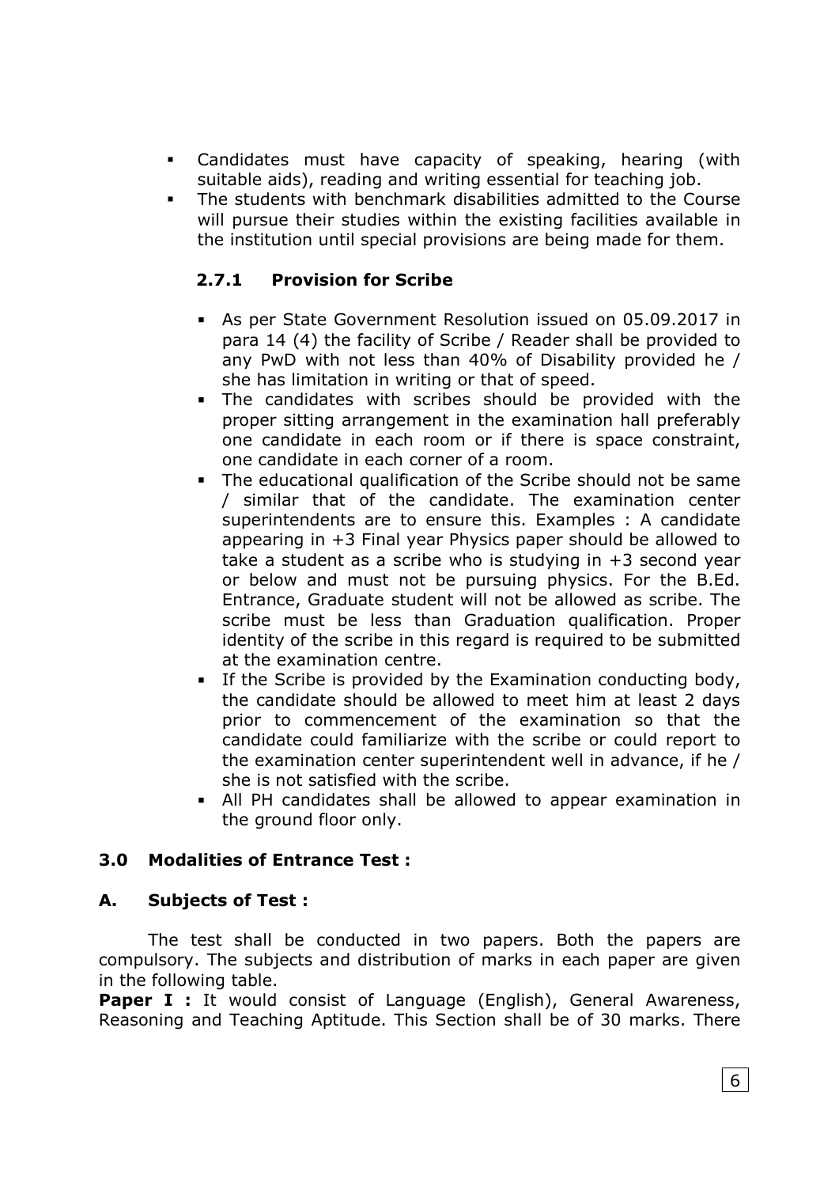- Candidates must have capacity of speaking, hearing (with suitable aids), reading and writing essential for teaching job.
- The students with benchmark disabilities admitted to the Course will pursue their studies within the existing facilities available in the institution until special provisions are being made for them.

### 2.7.1 Provision for Scribe

- As per State Government Resolution issued on 05.09.2017 in para 14 (4) the facility of Scribe / Reader shall be provided to any PwD with not less than 40% of Disability provided he / she has limitation in writing or that of speed.
- The candidates with scribes should be provided with the proper sitting arrangement in the examination hall preferably one candidate in each room or if there is space constraint, one candidate in each corner of a room.
- The educational qualification of the Scribe should not be same / similar that of the candidate. The examination center superintendents are to ensure this. Examples : A candidate appearing in +3 Final year Physics paper should be allowed to take a student as a scribe who is studying in +3 second year or below and must not be pursuing physics. For the B.Ed. Entrance, Graduate student will not be allowed as scribe. The scribe must be less than Graduation qualification. Proper identity of the scribe in this regard is required to be submitted at the examination centre.
- If the Scribe is provided by the Examination conducting body, the candidate should be allowed to meet him at least 2 days prior to commencement of the examination so that the candidate could familiarize with the scribe or could report to the examination center superintendent well in advance, if he / she is not satisfied with the scribe.
- All PH candidates shall be allowed to appear examination in the ground floor only.

## 3.0 Modalities of Entrance Test :

### A. Subjects of Test :

The test shall be conducted in two papers. Both the papers are compulsory. The subjects and distribution of marks in each paper are given in the following table.

**Paper I :** It would consist of Language (English), General Awareness, Reasoning and Teaching Aptitude. This Section shall be of 30 marks. There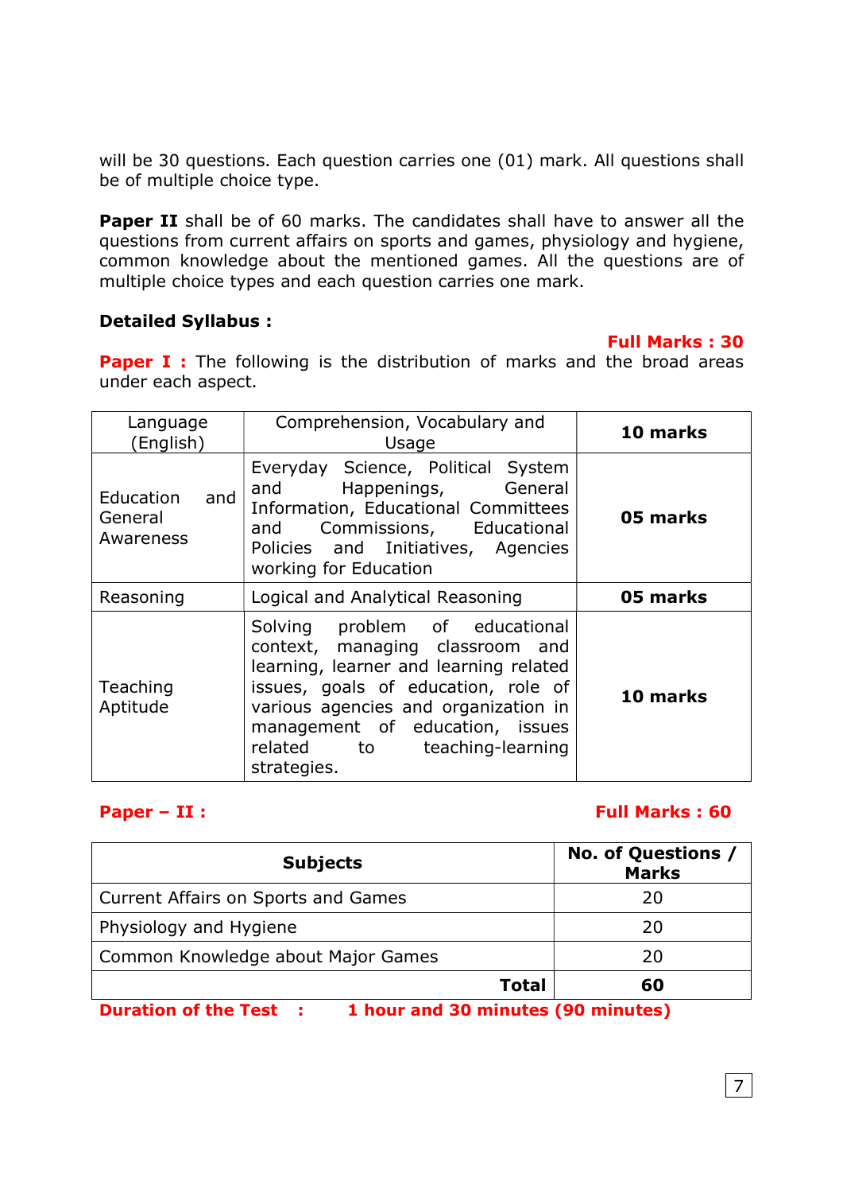will be 30 questions. Each question carries one (01) mark. All questions shall be of multiple choice type.

**Paper II** shall be of 60 marks. The candidates shall have to answer all the questions from current affairs on sports and games, physiology and hygiene, common knowledge about the mentioned games. All the questions are of multiple choice types and each question carries one mark.

**Detailed Syllabus :**

**Full Marks : 30**

**Paper I :** The following is the distribution of marks and the broad areas under each aspect.

| Language (English) | Comprehension, Vocabulary and Usage | **10 marks** |
|---|---|---|
| Education and General Awareness | Everyday Science, Political System and Happenings, General Information, Educational Committees and Commissions, Educational Policies and Initiatives, Agencies working for Education | **05 marks** |
| Reasoning | Logical and Analytical Reasoning | **05 marks** |
| Teaching Aptitude | Solving problem of educational context, managing classroom and learning, learner and learning related issues, goals of education, role of various agencies and organization in management of education, issues related to teaching-learning strategies. | **10 marks** |

**Paper – II :** **Full Marks : 60**

| **Subjects** | **No. of Questions / Marks** |
|---|---|
| Current Affairs on Sports and Games | 20 |
| Physiology and Hygiene | 20 |
| Common Knowledge about Major Games | 20 |
| **Total** | **60** |

**Duration of the Test : 1 hour and 30 minutes (90 minutes)**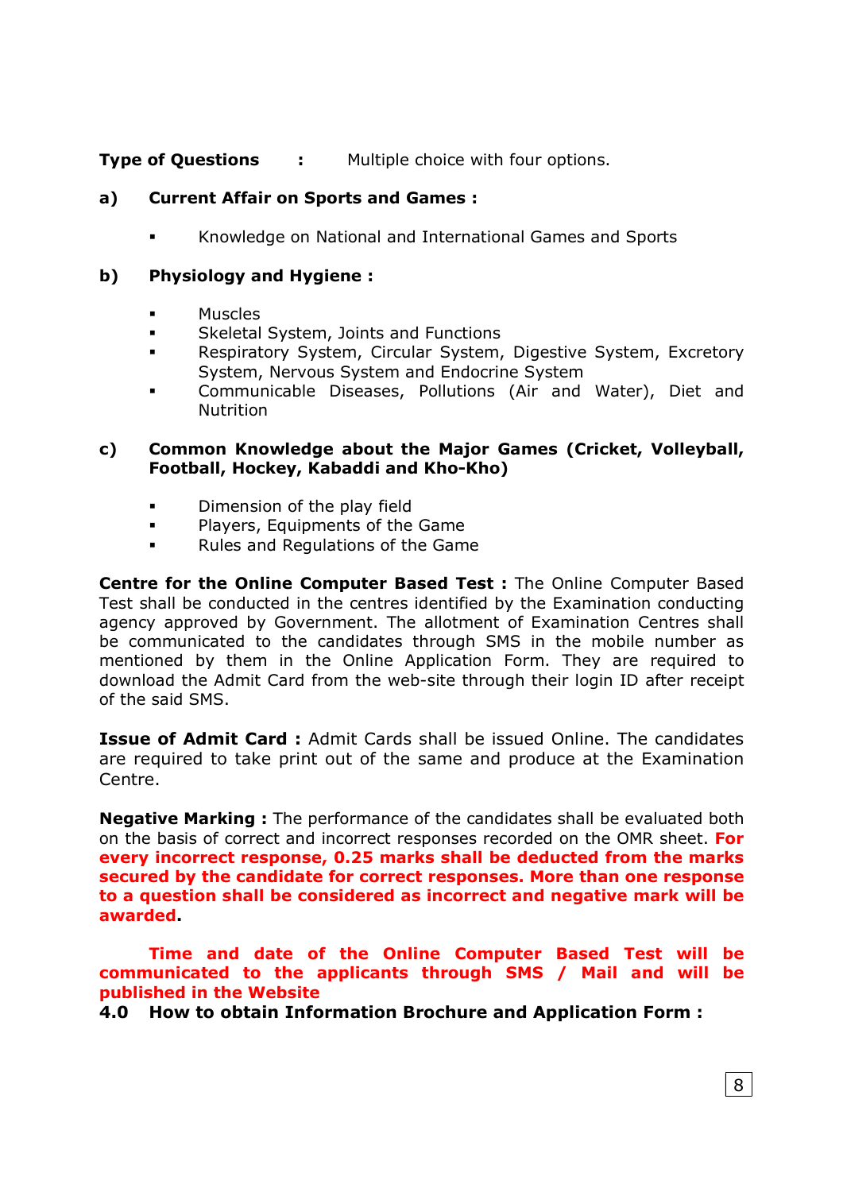**Type of Questions** : Multiple choice with four options.

**a) Current Affair on Sports and Games :**

- Knowledge on National and International Games and Sports

**b) Physiology and Hygiene :**

- Muscles
- Skeletal System, Joints and Functions
- Respiratory System, Circular System, Digestive System, Excretory System, Nervous System and Endocrine System
- Communicable Diseases, Pollutions (Air and Water), Diet and Nutrition

**c) Common Knowledge about the Major Games (Cricket, Volleyball, Football, Hockey, Kabaddi and Kho-Kho)**

- Dimension of the play field
- Players, Equipments of the Game
- Rules and Regulations of the Game

**Centre for the Online Computer Based Test :** The Online Computer Based Test shall be conducted in the centres identified by the Examination conducting agency approved by Government. The allotment of Examination Centres shall be communicated to the candidates through SMS in the mobile number as mentioned by them in the Online Application Form. They are required to download the Admit Card from the web-site through their login ID after receipt of the said SMS.

**Issue of Admit Card :** Admit Cards shall be issued Online. The candidates are required to take print out of the same and produce at the Examination Centre.

**Negative Marking :** The performance of the candidates shall be evaluated both on the basis of correct and incorrect responses recorded on the OMR sheet. **For every incorrect response, 0.25 marks shall be deducted from the marks secured by the candidate for correct responses. More than one response to a question shall be considered as incorrect and negative mark will be awarded.**

**Time and date of the Online Computer Based Test will be communicated to the applicants through SMS / Mail and will be published in the Website**

**4.0 How to obtain Information Brochure and Application Form :**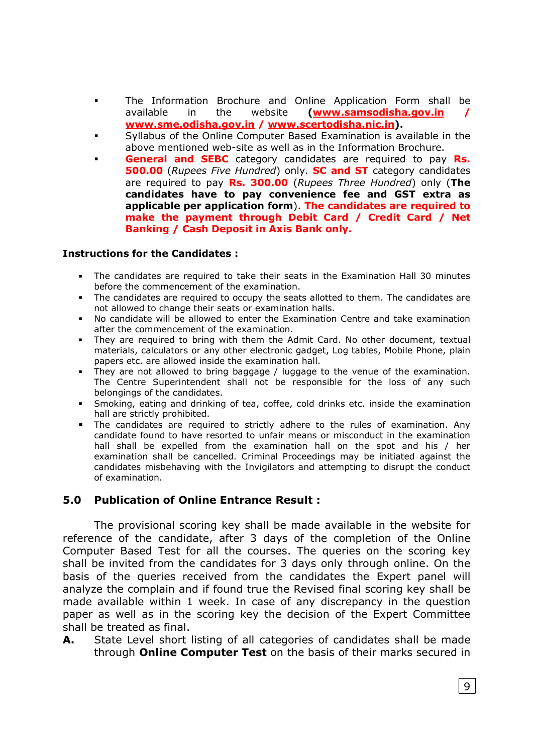- The Information Brochure and Online Application Form shall be available in the website (**www.samsodisha.gov.in / www.sme.odisha.gov.in / www.scertodisha.nic.in**).
- Syllabus of the Online Computer Based Examination is available in the above mentioned web-site as well as in the Information Brochure.
- **General and SEBC** category candidates are required to pay **Rs. 500.00** (*Rupees Five Hundred*) only. **SC and ST** category candidates are required to pay **Rs. 300.00** (*Rupees Three Hundred*) only (**The candidates have to pay convenience fee and GST extra as applicable per application form**). **The candidates are required to make the payment through Debit Card / Credit Card / Net Banking / Cash Deposit in Axis Bank only.**

**Instructions for the Candidates :**

- The candidates are required to take their seats in the Examination Hall 30 minutes before the commencement of the examination.
- The candidates are required to occupy the seats allotted to them. The candidates are not allowed to change their seats or examination halls.
- No candidate will be allowed to enter the Examination Centre and take examination after the commencement of the examination.
- They are required to bring with them the Admit Card. No other document, textual materials, calculators or any other electronic gadget, Log tables, Mobile Phone, plain papers etc. are allowed inside the examination hall.
- They are not allowed to bring baggage / luggage to the venue of the examination. The Centre Superintendent shall not be responsible for the loss of any such belongings of the candidates.
- Smoking, eating and drinking of tea, coffee, cold drinks etc. inside the examination hall are strictly prohibited.
- The candidates are required to strictly adhere to the rules of examination. Any candidate found to have resorted to unfair means or misconduct in the examination hall shall be expelled from the examination hall on the spot and his / her examination shall be cancelled. Criminal Proceedings may be initiated against the candidates misbehaving with the Invigilators and attempting to disrupt the conduct of examination.

## 5.0 Publication of Online Entrance Result :

The provisional scoring key shall be made available in the website for reference of the candidate, after 3 days of the completion of the Online Computer Based Test for all the courses. The queries on the scoring key shall be invited from the candidates for 3 days only through online. On the basis of the queries received from the candidates the Expert panel will analyze the complain and if found true the Revised final scoring key shall be made available within 1 week. In case of any discrepancy in the question paper as well as in the scoring key the decision of the Expert Committee shall be treated as final.

**A.** State Level short listing of all categories of candidates shall be made through **Online Computer Test** on the basis of their marks secured in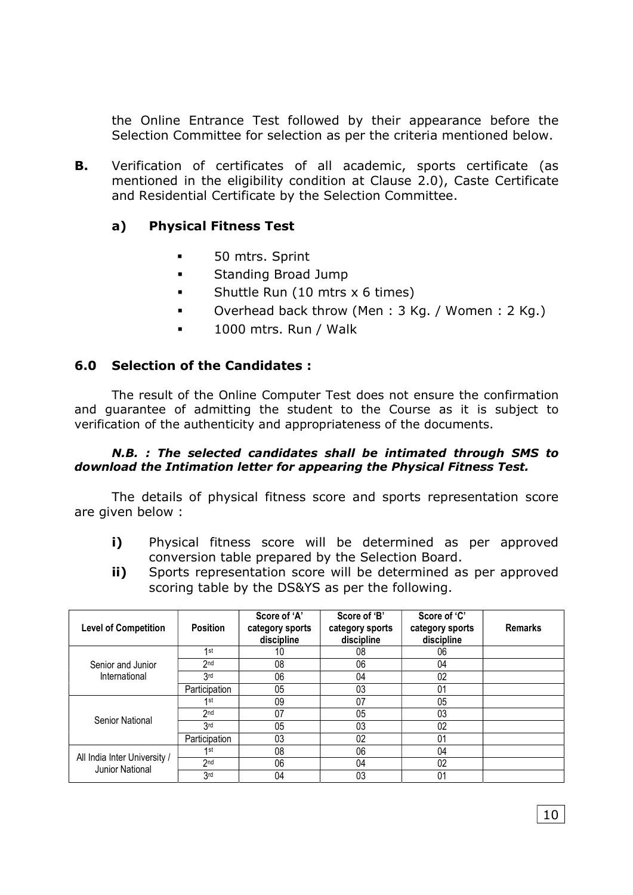the Online Entrance Test followed by their appearance before the Selection Committee for selection as per the criteria mentioned below.

**B.** Verification of certificates of all academic, sports certificate (as mentioned in the eligibility condition at Clause 2.0), Caste Certificate and Residential Certificate by the Selection Committee.

### a) Physical Fitness Test

- 50 mtrs. Sprint
- Standing Broad Jump
- Shuttle Run (10 mtrs x 6 times)
- Overhead back throw (Men : 3 Kg. / Women : 2 Kg.)
- 1000 mtrs. Run / Walk

## 6.0 Selection of the Candidates :

The result of the Online Computer Test does not ensure the confirmation and guarantee of admitting the student to the Course as it is subject to verification of the authenticity and appropriateness of the documents.

***N.B. : The selected candidates shall be intimated through SMS to download the Intimation letter for appearing the Physical Fitness Test.***

The details of physical fitness score and sports representation score are given below :

**i)** Physical fitness score will be determined as per approved conversion table prepared by the Selection Board.

**ii)** Sports representation score will be determined as per approved scoring table by the DS&YS as per the following.

| Level of Competition | Position | Score of 'A' category sports discipline | Score of 'B' category sports discipline | Score of 'C' category sports discipline | Remarks |
|---|---|---|---|---|---|
| Senior and Junior International | 1st | 10 | 08 | 06 | |
| | 2nd | 08 | 06 | 04 | |
| | 3rd | 06 | 04 | 02 | |
| | Participation | 05 | 03 | 01 | |
| Senior National | 1st | 09 | 07 | 05 | |
| | 2nd | 07 | 05 | 03 | |
| | 3rd | 05 | 03 | 02 | |
| | Participation | 03 | 02 | 01 | |
| All India Inter University / Junior National | 1st | 08 | 06 | 04 | |
| | 2nd | 06 | 04 | 02 | |
| | 3rd | 04 | 03 | 01 | |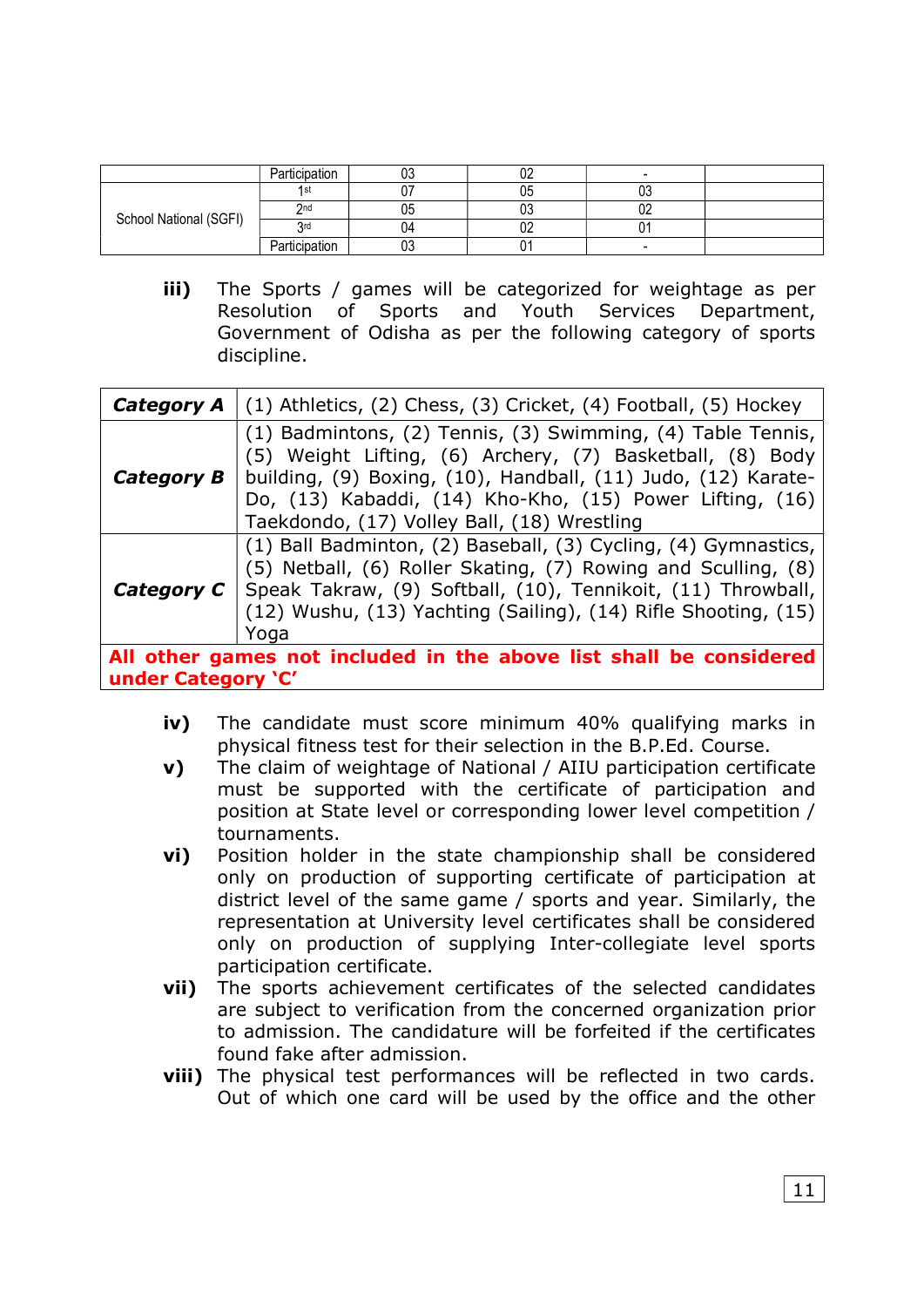| | | | | | |
|---|---|---|---|---|---|
| | Participation | 03 | 02 | - | |
| School National (SGFI) | 1st | 07 | 05 | 03 | |
| | 2nd | 05 | 03 | 02 | |
| | 3rd | 04 | 02 | 01 | |
| | Participation | 03 | 01 | - | |

**iii)** The Sports / games will be categorized for weightage as per Resolution of Sports and Youth Services Department, Government of Odisha as per the following category of sports discipline.

| | |
|---|---|
| ***Category A*** | (1) Athletics, (2) Chess, (3) Cricket, (4) Football, (5) Hockey |
| ***Category B*** | (1) Badmintons, (2) Tennis, (3) Swimming, (4) Table Tennis, (5) Weight Lifting, (6) Archery, (7) Basketball, (8) Body building, (9) Boxing, (10), Handball, (11) Judo, (12) Karate-Do, (13) Kabaddi, (14) Kho-Kho, (15) Power Lifting, (16) Taekdondo, (17) Volley Ball, (18) Wrestling |
| ***Category C*** | (1) Ball Badminton, (2) Baseball, (3) Cycling, (4) Gymnastics, (5) Netball, (6) Roller Skating, (7) Rowing and Sculling, (8) Speak Takraw, (9) Softball, (10), Tennikoit, (11) Throwball, (12) Wushu, (13) Yachting (Sailing), (14) Rifle Shooting, (15) Yoga |
| **All other games not included in the above list shall be considered under Category 'C'** | |

**iv)** The candidate must score minimum 40% qualifying marks in physical fitness test for their selection in the B.P.Ed. Course.

**v)** The claim of weightage of National / AIIU participation certificate must be supported with the certificate of participation and position at State level or corresponding lower level competition / tournaments.

**vi)** Position holder in the state championship shall be considered only on production of supporting certificate of participation at district level of the same game / sports and year. Similarly, the representation at University level certificates shall be considered only on production of supplying Inter-collegiate level sports participation certificate.

**vii)** The sports achievement certificates of the selected candidates are subject to verification from the concerned organization prior to admission. The candidature will be forfeited if the certificates found fake after admission.

**viii)** The physical test performances will be reflected in two cards. Out of which one card will be used by the office and the other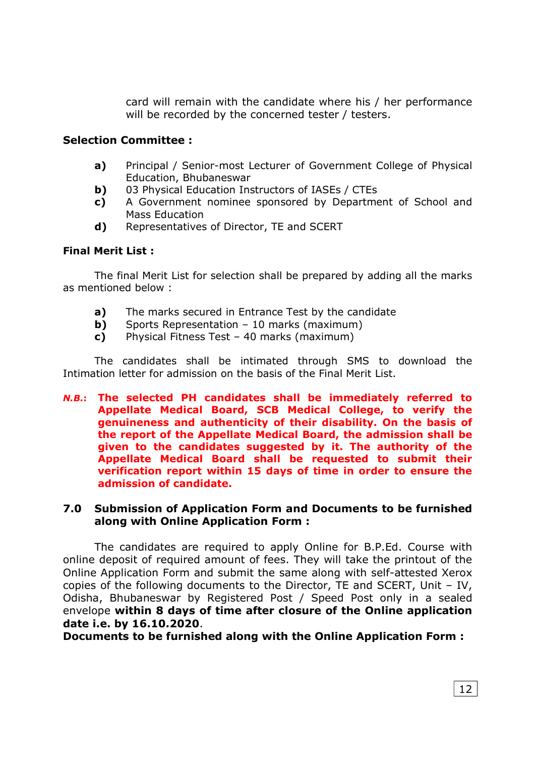card will remain with the candidate where his / her performance will be recorded by the concerned tester / testers.

**Selection Committee :**

- **a)** Principal / Senior-most Lecturer of Government College of Physical Education, Bhubaneswar
- **b)** 03 Physical Education Instructors of IASEs / CTEs
- **c)** A Government nominee sponsored by Department of School and Mass Education
- **d)** Representatives of Director, TE and SCERT

**Final Merit List :**

The final Merit List for selection shall be prepared by adding all the marks as mentioned below :

- **a)** The marks secured in Entrance Test by the candidate
- **b)** Sports Representation – 10 marks (maximum)
- **c)** Physical Fitness Test – 40 marks (maximum)

The candidates shall be intimated through SMS to download the Intimation letter for admission on the basis of the Final Merit List.

***N.B.*:** **The selected PH candidates shall be immediately referred to Appellate Medical Board, SCB Medical College, to verify the genuineness and authenticity of their disability. On the basis of the report of the Appellate Medical Board, the admission shall be given to the candidates suggested by it. The authority of the Appellate Medical Board shall be requested to submit their verification report within 15 days of time in order to ensure the admission of candidate.**

## 7.0 Submission of Application Form and Documents to be furnished along with Online Application Form :

The candidates are required to apply Online for B.P.Ed. Course with online deposit of required amount of fees. They will take the printout of the Online Application Form and submit the same along with self-attested Xerox copies of the following documents to the Director, TE and SCERT, Unit – IV, Odisha, Bhubaneswar by Registered Post / Speed Post only in a sealed envelope **within 8 days of time after closure of the Online application date i.e. by 16.10.2020**.

**Documents to be furnished along with the Online Application Form :**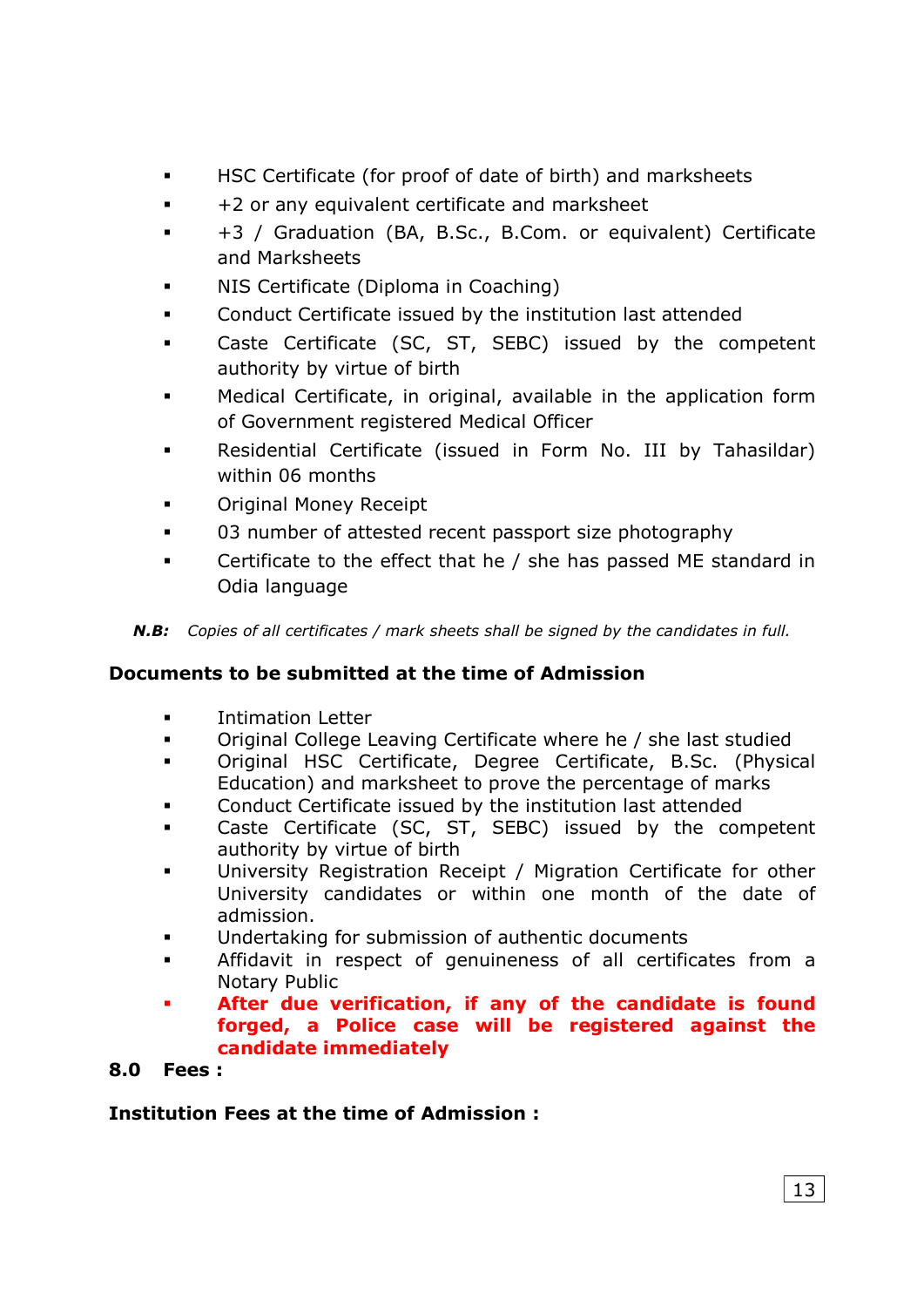- HSC Certificate (for proof of date of birth) and marksheets
- +2 or any equivalent certificate and marksheet
- +3 / Graduation (BA, B.Sc., B.Com. or equivalent) Certificate and Marksheets
- NIS Certificate (Diploma in Coaching)
- Conduct Certificate issued by the institution last attended
- Caste Certificate (SC, ST, SEBC) issued by the competent authority by virtue of birth
- Medical Certificate, in original, available in the application form of Government registered Medical Officer
- Residential Certificate (issued in Form No. III by Tahasildar) within 06 months
- Original Money Receipt
- 03 number of attested recent passport size photography
- Certificate to the effect that he / she has passed ME standard in Odia language

***N.B:*** *Copies of all certificates / mark sheets shall be signed by the candidates in full.*

**Documents to be submitted at the time of Admission**

- Intimation Letter
- Original College Leaving Certificate where he / she last studied
- Original HSC Certificate, Degree Certificate, B.Sc. (Physical Education) and marksheet to prove the percentage of marks
- Conduct Certificate issued by the institution last attended
- Caste Certificate (SC, ST, SEBC) issued by the competent authority by virtue of birth
- University Registration Receipt / Migration Certificate for other University candidates or within one month of the date of admission.
- Undertaking for submission of authentic documents
- Affidavit in respect of genuineness of all certificates from a Notary Public
- **After due verification, if any of the candidate is found forged, a Police case will be registered against the candidate immediately**

## 8.0 Fees :

**Institution Fees at the time of Admission :**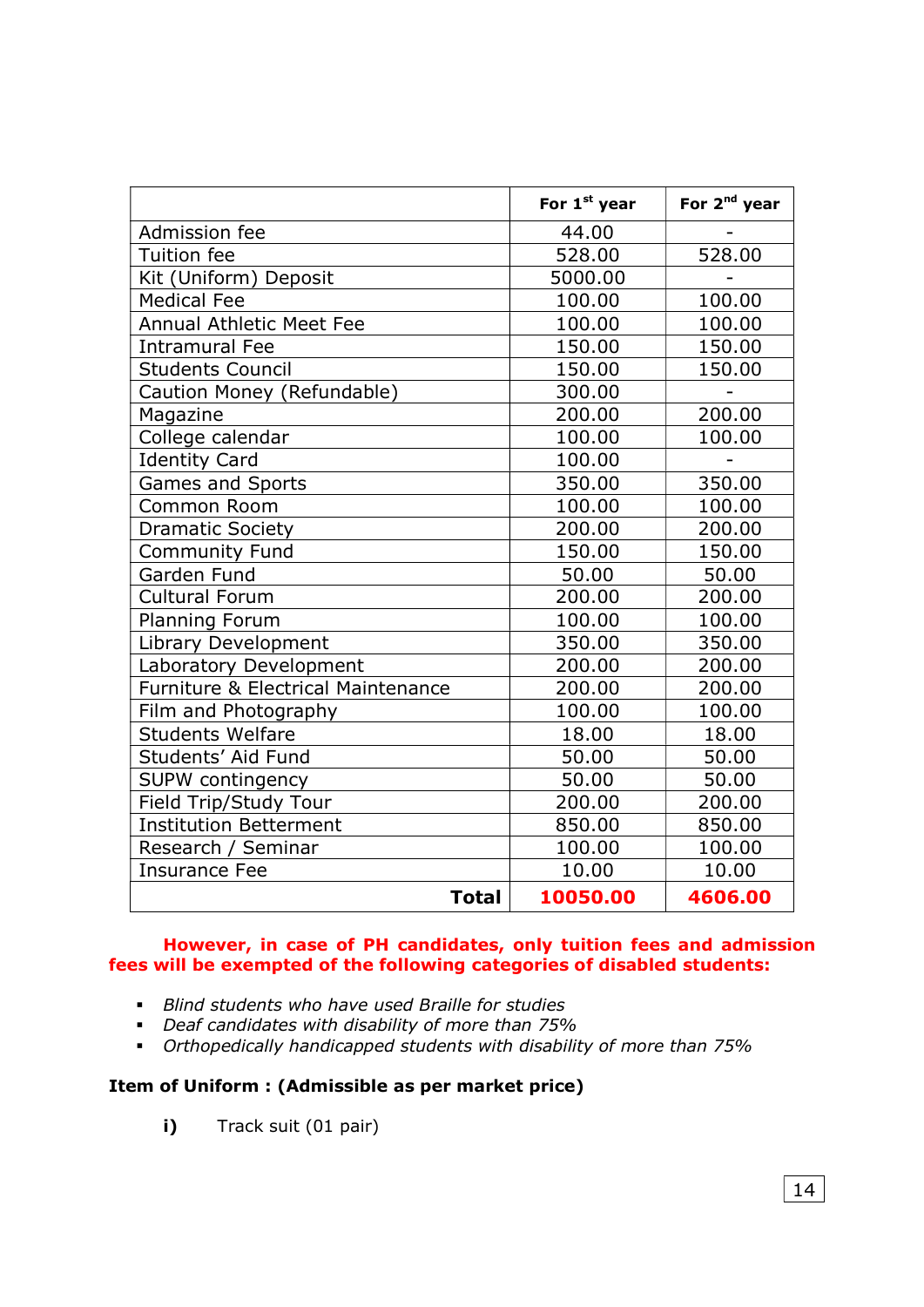| | For 1st year | For 2nd year |
|---|---|---|
| Admission fee | 44.00 | - |
| Tuition fee | 528.00 | 528.00 |
| Kit (Uniform) Deposit | 5000.00 | - |
| Medical Fee | 100.00 | 100.00 |
| Annual Athletic Meet Fee | 100.00 | 100.00 |
| Intramural Fee | 150.00 | 150.00 |
| Students Council | 150.00 | 150.00 |
| Caution Money (Refundable) | 300.00 | - |
| Magazine | 200.00 | 200.00 |
| College calendar | 100.00 | 100.00 |
| Identity Card | 100.00 | - |
| Games and Sports | 350.00 | 350.00 |
| Common Room | 100.00 | 100.00 |
| Dramatic Society | 200.00 | 200.00 |
| Community Fund | 150.00 | 150.00 |
| Garden Fund | 50.00 | 50.00 |
| Cultural Forum | 200.00 | 200.00 |
| Planning Forum | 100.00 | 100.00 |
| Library Development | 350.00 | 350.00 |
| Laboratory Development | 200.00 | 200.00 |
| Furniture & Electrical Maintenance | 200.00 | 200.00 |
| Film and Photography | 100.00 | 100.00 |
| Students Welfare | 18.00 | 18.00 |
| Students' Aid Fund | 50.00 | 50.00 |
| SUPW contingency | 50.00 | 50.00 |
| Field Trip/Study Tour | 200.00 | 200.00 |
| Institution Betterment | 850.00 | 850.00 |
| Research / Seminar | 100.00 | 100.00 |
| Insurance Fee | 10.00 | 10.00 |
| **Total** | **10050.00** | **4606.00** |

**However, in case of PH candidates, only tuition fees and admission fees will be exempted of the following categories of disabled students:**

- *Blind students who have used Braille for studies*
- *Deaf candidates with disability of more than 75%*
- *Orthopedically handicapped students with disability of more than 75%*

**Item of Uniform : (Admissible as per market price)**

**i)** Track suit (01 pair)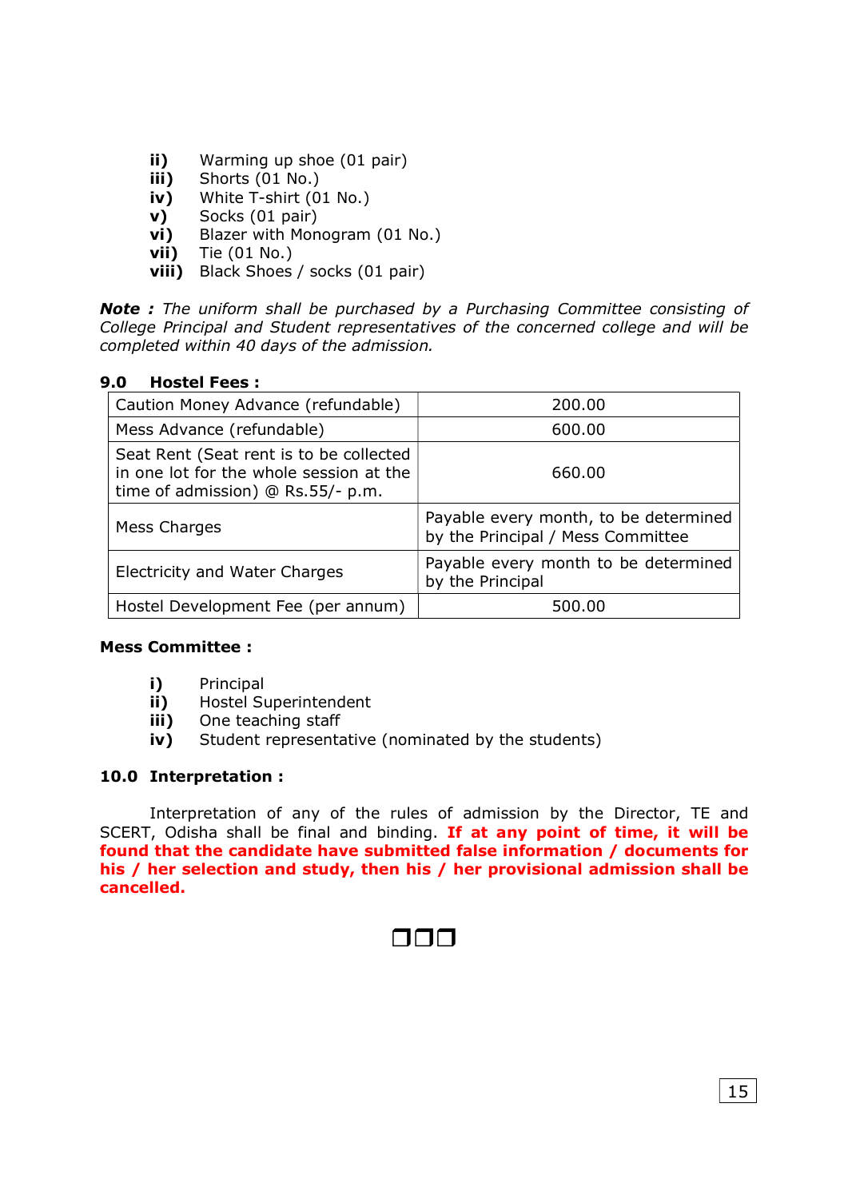ii) Warming up shoe (01 pair)
iii) Shorts (01 No.)
iv) White T-shirt (01 No.)
v) Socks (01 pair)
vi) Blazer with Monogram (01 No.)
vii) Tie (01 No.)
viii) Black Shoes / socks (01 pair)

***Note :*** *The uniform shall be purchased by a Purchasing Committee consisting of College Principal and Student representatives of the concerned college and will be completed within 40 days of the admission.*

**9.0 Hostel Fees :**

| | |
|---|---|
| Caution Money Advance (refundable) | 200.00 |
| Mess Advance (refundable) | 600.00 |
| Seat Rent (Seat rent is to be collected in one lot for the whole session at the time of admission) @ Rs.55/- p.m. | 660.00 |
| Mess Charges | Payable every month, to be determined by the Principal / Mess Committee |
| Electricity and Water Charges | Payable every month to be determined by the Principal |
| Hostel Development Fee (per annum) | 500.00 |

**Mess Committee :**

i) Principal
ii) Hostel Superintendent
iii) One teaching staff
iv) Student representative (nominated by the students)

**10.0 Interpretation :**

Interpretation of any of the rules of admission by the Director, TE and SCERT, Odisha shall be final and binding. **If at any point of time, it will be found that the candidate have submitted false information / documents for his / her selection and study, then his / her provisional admission shall be cancelled.**

❒❒❒